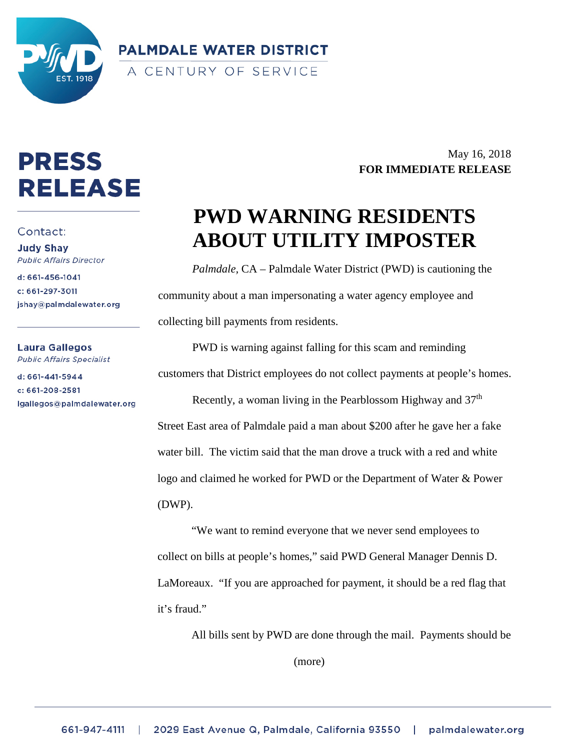**PALMDALE WATER DISTRICT**

A CENTURY OF SERVICE

# PRESS RELEASE

Contact:

**Judy Shay**
*Public Affairs Director*
d: 661-456-1041
c: 661-297-3011
jshay@palmdalewater.org

**Laura Gallegos**
*Public Affairs Specialist*
d: 661-441-5944
c: 661-208-2581
lgallegos@palmdalewater.org

May 16, 2018
**FOR IMMEDIATE RELEASE**

# PWD WARNING RESIDENTS ABOUT UTILITY IMPOSTER

*Palmdale*, CA – Palmdale Water District (PWD) is cautioning the community about a man impersonating a water agency employee and collecting bill payments from residents.

PWD is warning against falling for this scam and reminding customers that District employees do not collect payments at people's homes.

Recently, a woman living in the Pearblossom Highway and 37th Street East area of Palmdale paid a man about $200 after he gave her a fake water bill. The victim said that the man drove a truck with a red and white logo and claimed he worked for PWD or the Department of Water & Power (DWP).

"We want to remind everyone that we never send employees to collect on bills at people's homes," said PWD General Manager Dennis D. LaMoreaux. "If you are approached for payment, it should be a red flag that it's fraud."

All bills sent by PWD are done through the mail. Payments should be

(more)

661-947-4111 | 2029 East Avenue Q, Palmdale, California 93550 | palmdalewater.org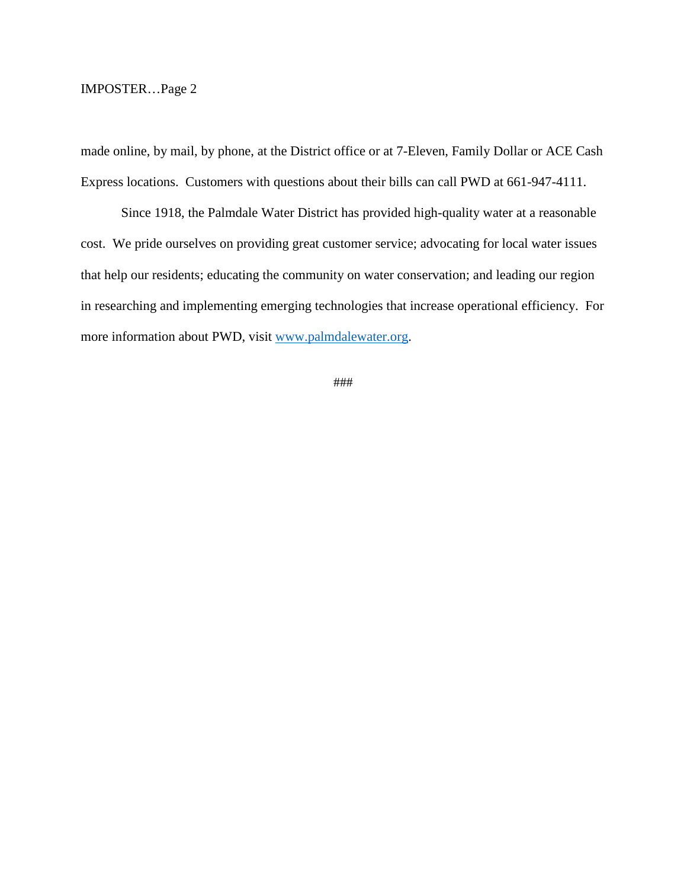made online, by mail, by phone, at the District office or at 7-Eleven, Family Dollar or ACE Cash Express locations.  Customers with questions about their bills can call PWD at 661-947-4111.

Since 1918, the Palmdale Water District has provided high-quality water at a reasonable cost.  We pride ourselves on providing great customer service; advocating for local water issues that help our residents; educating the community on water conservation; and leading our region in researching and implementing emerging technologies that increase operational efficiency.  For more information about PWD, visit [www.palmdalewater.org](http://www.palmdalewater.org).

###